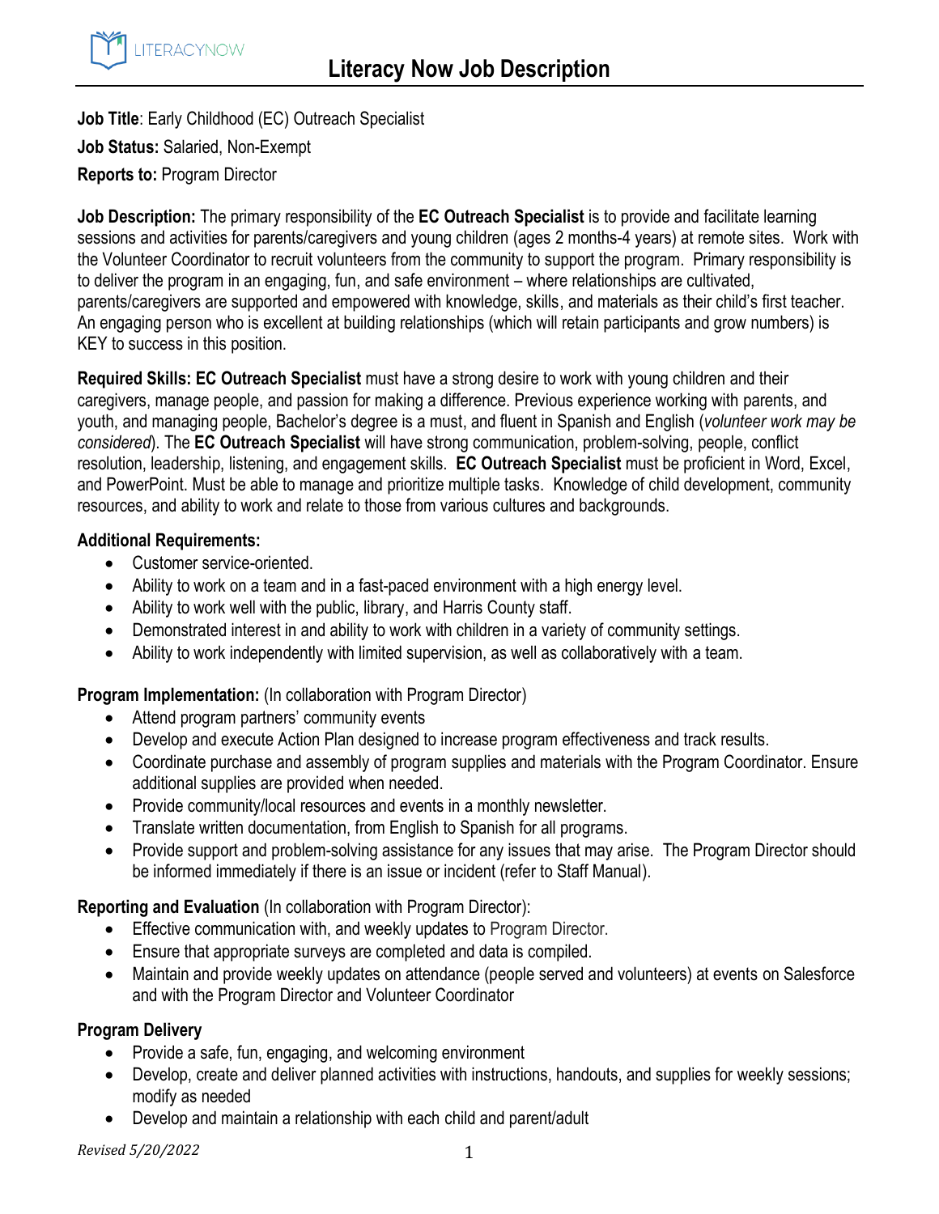# Literacy Now Job Description

**Job Title**: Early Childhood (EC) Outreach Specialist

**Job Status:** Salaried, Non-Exempt

**Reports to:** Program Director

**Job Description:** The primary responsibility of the **EC Outreach Specialist** is to provide and facilitate learning sessions and activities for parents/caregivers and young children (ages 2 months-4 years) at remote sites. Work with the Volunteer Coordinator to recruit volunteers from the community to support the program. Primary responsibility is to deliver the program in an engaging, fun, and safe environment – where relationships are cultivated, parents/caregivers are supported and empowered with knowledge, skills, and materials as their child's first teacher. An engaging person who is excellent at building relationships (which will retain participants and grow numbers) is KEY to success in this position.

**Required Skills: EC Outreach Specialist** must have a strong desire to work with young children and their caregivers, manage people, and passion for making a difference. Previous experience working with parents, and youth, and managing people, Bachelor's degree is a must, and fluent in Spanish and English (*volunteer work may be considered*). The **EC Outreach Specialist** will have strong communication, problem-solving, people, conflict resolution, leadership, listening, and engagement skills. **EC Outreach Specialist** must be proficient in Word, Excel, and PowerPoint. Must be able to manage and prioritize multiple tasks. Knowledge of child development, community resources, and ability to work and relate to those from various cultures and backgrounds.

**Additional Requirements:**

- Customer service-oriented.
- Ability to work on a team and in a fast-paced environment with a high energy level.
- Ability to work well with the public, library, and Harris County staff.
- Demonstrated interest in and ability to work with children in a variety of community settings.
- Ability to work independently with limited supervision, as well as collaboratively with a team.

**Program Implementation:** (In collaboration with Program Director)

- Attend program partners' community events
- Develop and execute Action Plan designed to increase program effectiveness and track results.
- Coordinate purchase and assembly of program supplies and materials with the Program Coordinator. Ensure additional supplies are provided when needed.
- Provide community/local resources and events in a monthly newsletter.
- Translate written documentation, from English to Spanish for all programs.
- Provide support and problem-solving assistance for any issues that may arise. The Program Director should be informed immediately if there is an issue or incident (refer to Staff Manual).

**Reporting and Evaluation** (In collaboration with Program Director):

- Effective communication with, and weekly updates to Program Director.
- Ensure that appropriate surveys are completed and data is compiled.
- Maintain and provide weekly updates on attendance (people served and volunteers) at events on Salesforce and with the Program Director and Volunteer Coordinator

**Program Delivery**

- Provide a safe, fun, engaging, and welcoming environment
- Develop, create and deliver planned activities with instructions, handouts, and supplies for weekly sessions; modify as needed
- Develop and maintain a relationship with each child and parent/adult

*Revised 5/20/2022*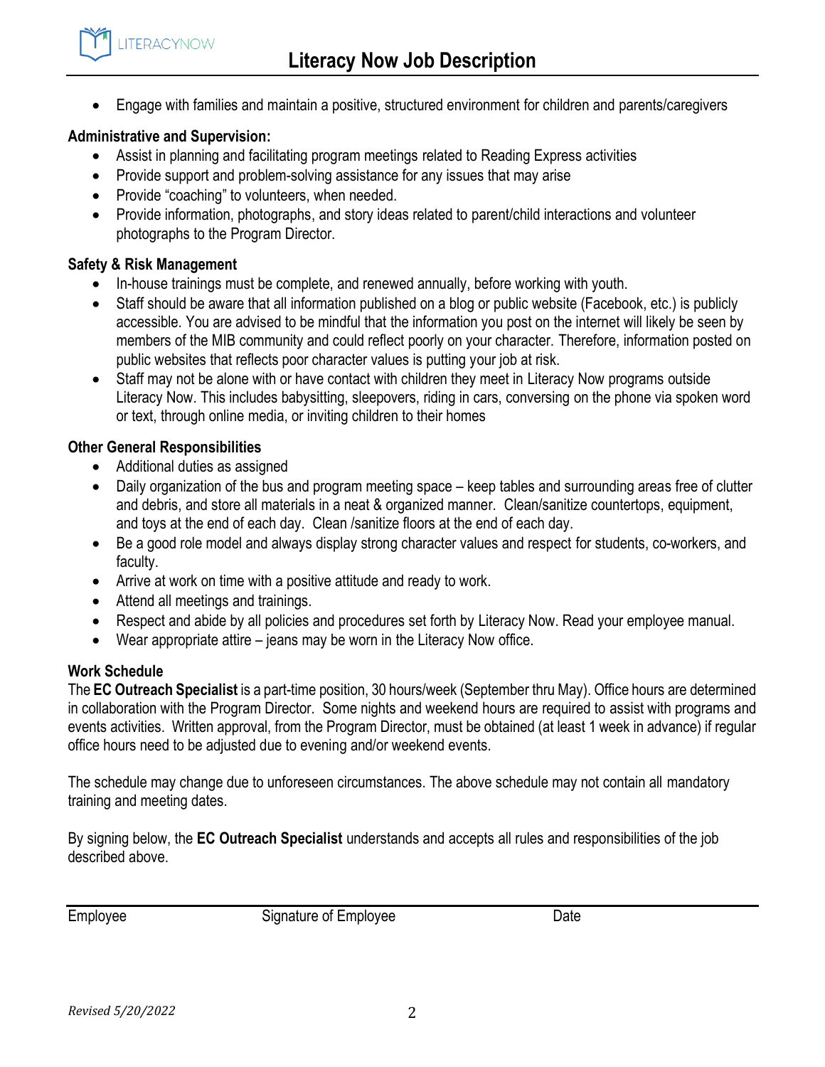- Engage with families and maintain a positive, structured environment for children and parents/caregivers

**Administrative and Supervision:**

- Assist in planning and facilitating program meetings related to Reading Express activities
- Provide support and problem-solving assistance for any issues that may arise
- Provide "coaching" to volunteers, when needed.
- Provide information, photographs, and story ideas related to parent/child interactions and volunteer photographs to the Program Director.

**Safety & Risk Management**

- In-house trainings must be complete, and renewed annually, before working with youth.
- Staff should be aware that all information published on a blog or public website (Facebook, etc.) is publicly accessible. You are advised to be mindful that the information you post on the internet will likely be seen by members of the MIB community and could reflect poorly on your character. Therefore, information posted on public websites that reflects poor character values is putting your job at risk.
- Staff may not be alone with or have contact with children they meet in Literacy Now programs outside Literacy Now. This includes babysitting, sleepovers, riding in cars, conversing on the phone via spoken word or text, through online media, or inviting children to their homes

**Other General Responsibilities**

- Additional duties as assigned
- Daily organization of the bus and program meeting space – keep tables and surrounding areas free of clutter and debris, and store all materials in a neat & organized manner. Clean/sanitize countertops, equipment, and toys at the end of each day. Clean /sanitize floors at the end of each day.
- Be a good role model and always display strong character values and respect for students, co-workers, and faculty.
- Arrive at work on time with a positive attitude and ready to work.
- Attend all meetings and trainings.
- Respect and abide by all policies and procedures set forth by Literacy Now. Read your employee manual.
- Wear appropriate attire – jeans may be worn in the Literacy Now office.

**Work Schedule**

The **EC Outreach Specialist** is a part-time position, 30 hours/week (September thru May). Office hours are determined in collaboration with the Program Director. Some nights and weekend hours are required to assist with programs and events activities. Written approval, from the Program Director, must be obtained (at least 1 week in advance) if regular office hours need to be adjusted due to evening and/or weekend events.

The schedule may change due to unforeseen circumstances. The above schedule may not contain all mandatory training and meeting dates.

By signing below, the **EC Outreach Specialist** understands and accepts all rules and responsibilities of the job described above.

Employee Signature of Employee Date

*Revised 5/20/2022*